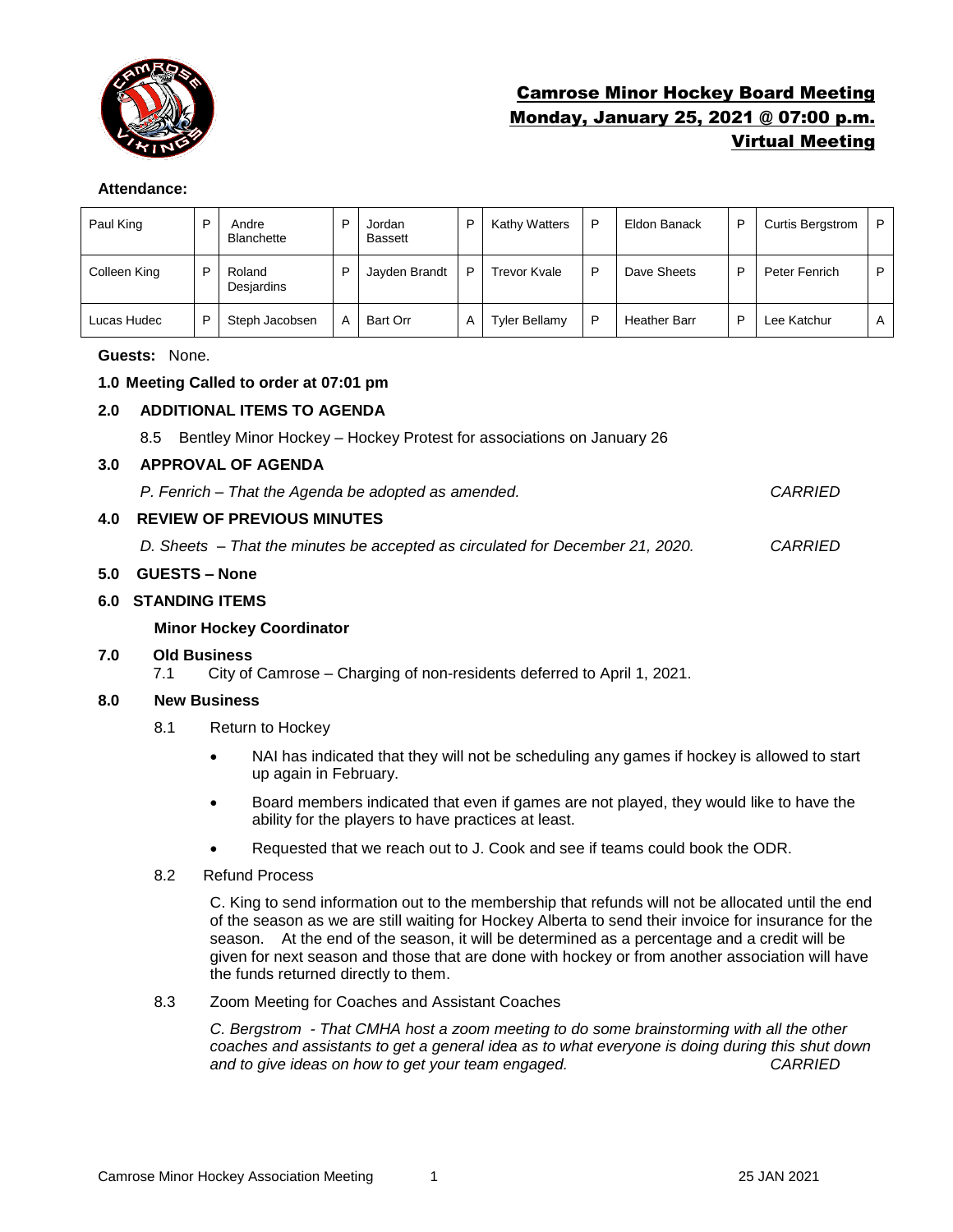# Camrose Minor Hockey Board Meeting
## Monday, January 25, 2021 @ 07:00 p.m.
## Virtual Meeting

**Attendance:**

| Paul King | P | Andre Blanchette | P | Jordan Bassett | P | Kathy Watters | P | Eldon Banack | P | Curtis Bergstrom | P |
|---|---|---|---|---|---|---|---|---|---|---|---|
| Colleen King | P | Roland Desjardins | P | Jayden Brandt | P | Trevor Kvale | P | Dave Sheets | P | Peter Fenrich | P |
| Lucas Hudec | P | Steph Jacobsen | A | Bart Orr | A | Tyler Bellamy | P | Heather Barr | P | Lee Katchur | A |

**Guests:** None.

**1.0 Meeting Called to order at 07:01 pm**

**2.0 ADDITIONAL ITEMS TO AGENDA**

8.5 Bentley Minor Hockey – Hockey Protest for associations on January 26

**3.0 APPROVAL OF AGENDA**

*P. Fenrich – That the Agenda be adopted as amended.* *CARRIED*

**4.0 REVIEW OF PREVIOUS MINUTES**

*D. Sheets – That the minutes be accepted as circulated for December 21, 2020.* *CARRIED*

**5.0 GUESTS – None**

**6.0 STANDING ITEMS**

**Minor Hockey Coordinator**

**7.0 Old Business**

7.1 City of Camrose – Charging of non-residents deferred to April 1, 2021.

**8.0 New Business**

8.1 Return to Hockey

- NAI has indicated that they will not be scheduling any games if hockey is allowed to start up again in February.
- Board members indicated that even if games are not played, they would like to have the ability for the players to have practices at least.
- Requested that we reach out to J. Cook and see if teams could book the ODR.

8.2 Refund Process

C. King to send information out to the membership that refunds will not be allocated until the end of the season as we are still waiting for Hockey Alberta to send their invoice for insurance for the season. At the end of the season, it will be determined as a percentage and a credit will be given for next season and those that are done with hockey or from another association will have the funds returned directly to them.

8.3 Zoom Meeting for Coaches and Assistant Coaches

*C. Bergstrom - That CMHA host a zoom meeting to do some brainstorming with all the other coaches and assistants to get a general idea as to what everyone is doing during this shut down and to give ideas on how to get your team engaged.* *CARRIED*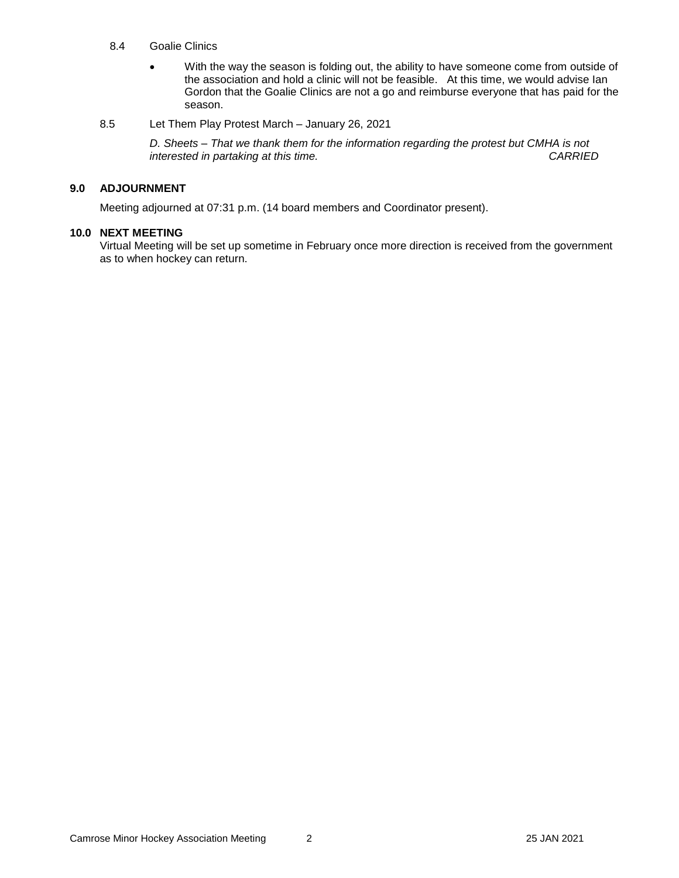8.4 Goalie Clinics

- With the way the season is folding out, the ability to have someone come from outside of the association and hold a clinic will not be feasible. At this time, we would advise Ian Gordon that the Goalie Clinics are not a go and reimburse everyone that has paid for the season.

8.5 Let Them Play Protest March – January 26, 2021

*D. Sheets – That we thank them for the information regarding the protest but CMHA is not interested in partaking at this time.* *CARRIED*

## 9.0 ADJOURNMENT

Meeting adjourned at 07:31 p.m. (14 board members and Coordinator present).

## 10.0 NEXT MEETING

Virtual Meeting will be set up sometime in February once more direction is received from the government as to when hockey can return.